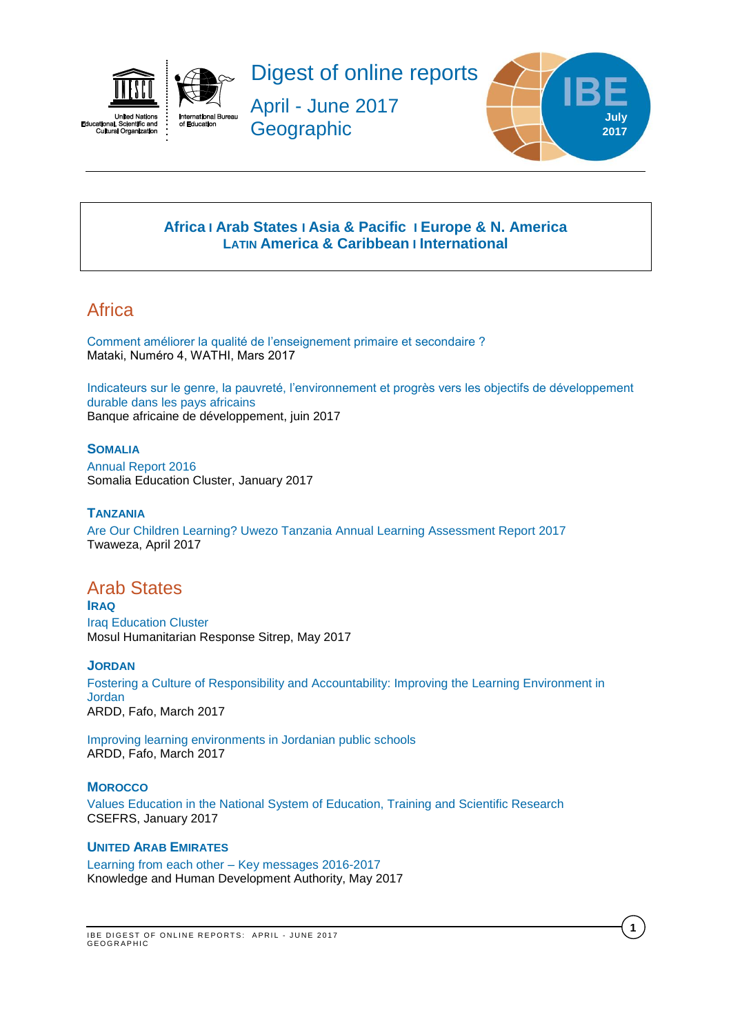# Digest of online reports

## April - June 2017

## Geographic

IBE July 2017

**Africa I Arab States I Asia & Pacific I Europe & N. America**
**LATIN America & Caribbean I International**

## Africa

Comment améliorer la qualité de l'enseignement primaire et secondaire ?
Mataki, Numéro 4, WATHI, Mars 2017

Indicateurs sur le genre, la pauvreté, l'environnement et progrès vers les objectifs de développement durable dans les pays africains
Banque africaine de développement, juin 2017

### SOMALIA

Annual Report 2016
Somalia Education Cluster, January 2017

### TANZANIA

Are Our Children Learning? Uwezo Tanzania Annual Learning Assessment Report 2017
Twaweza, April 2017

## Arab States

### IRAQ

Iraq Education Cluster
Mosul Humanitarian Response Sitrep, May 2017

### JORDAN

Fostering a Culture of Responsibility and Accountability: Improving the Learning Environment in Jordan
ARDD, Fafo, March 2017

Improving learning environments in Jordanian public schools
ARDD, Fafo, March 2017

### MOROCCO

Values Education in the National System of Education, Training and Scientific Research
CSEFRS, January 2017

### UNITED ARAB EMIRATES

Learning from each other – Key messages 2016-2017
Knowledge and Human Development Authority, May 2017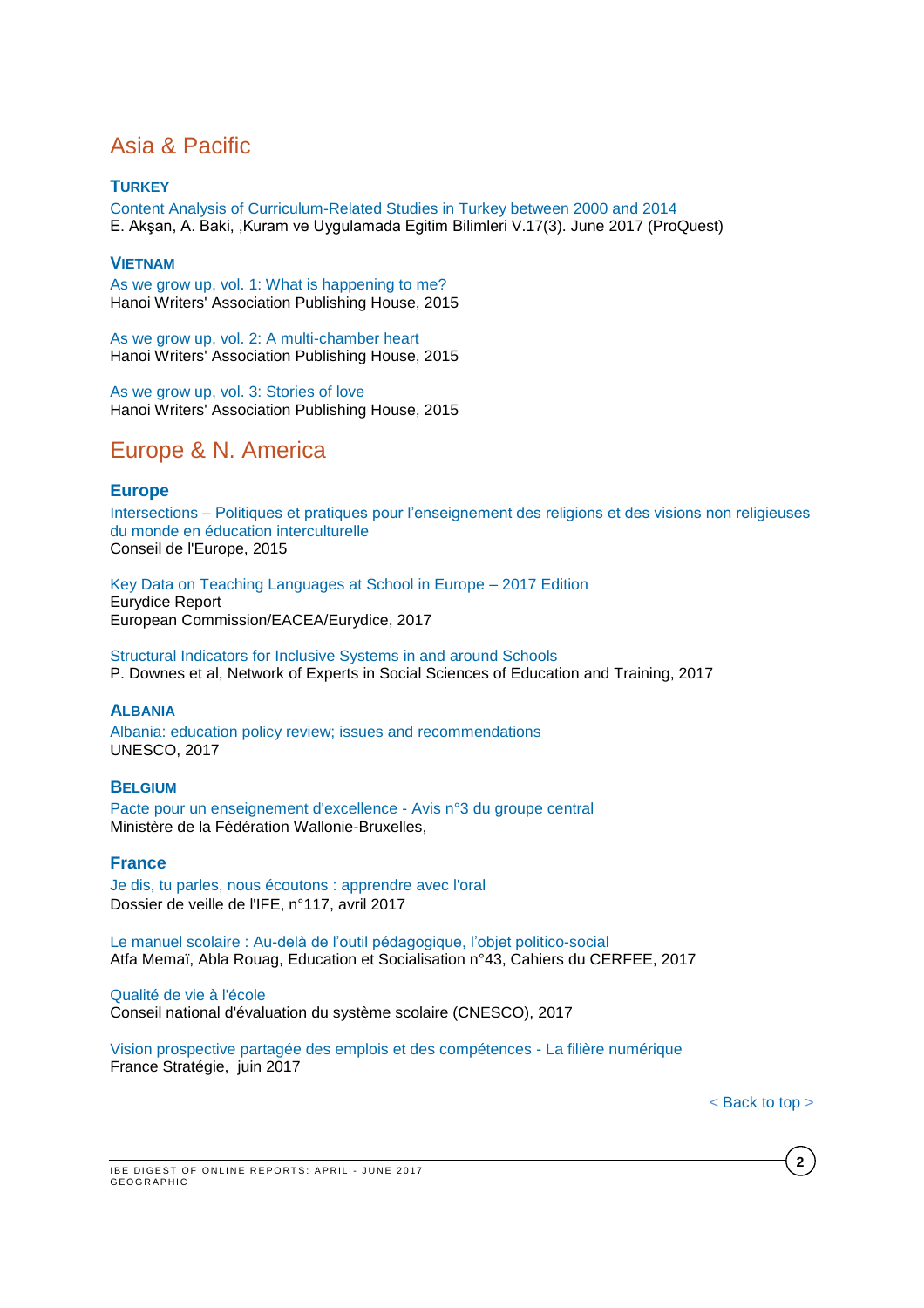## Asia & Pacific

### Turkey

Content Analysis of Curriculum-Related Studies in Turkey between 2000 and 2014
E. Akşan, A. Baki, ,Kuram ve Uygulamada Egitim Bilimleri V.17(3). June 2017 (ProQuest)

### Vietnam

As we grow up, vol. 1: What is happening to me?
Hanoi Writers' Association Publishing House, 2015

As we grow up, vol. 2: A multi-chamber heart
Hanoi Writers' Association Publishing House, 2015

As we grow up, vol. 3: Stories of love
Hanoi Writers' Association Publishing House, 2015

## Europe & N. America

### Europe

Intersections – Politiques et pratiques pour l'enseignement des religions et des visions non religieuses du monde en éducation interculturelle
Conseil de l'Europe, 2015

Key Data on Teaching Languages at School in Europe – 2017 Edition
Eurydice Report
European Commission/EACEA/Eurydice, 2017

Structural Indicators for Inclusive Systems in and around Schools
P. Downes et al, Network of Experts in Social Sciences of Education and Training, 2017

### Albania

Albania: education policy review; issues and recommendations
UNESCO, 2017

### Belgium

Pacte pour un enseignement d'excellence - Avis n°3 du groupe central
Ministère de la Fédération Wallonie-Bruxelles,

### France

Je dis, tu parles, nous écoutons : apprendre avec l'oral
Dossier de veille de l'IFE, n°117, avril 2017

Le manuel scolaire : Au-delà de l'outil pédagogique, l'objet politico-social
Atfa Memaï, Abla Rouag, Education et Socialisation n°43, Cahiers du CERFEE, 2017

Qualité de vie à l'école
Conseil national d'évaluation du système scolaire (CNESCO), 2017

Vision prospective partagée des emplois et des compétences - La filière numérique
France Stratégie, juin 2017

< Back to top >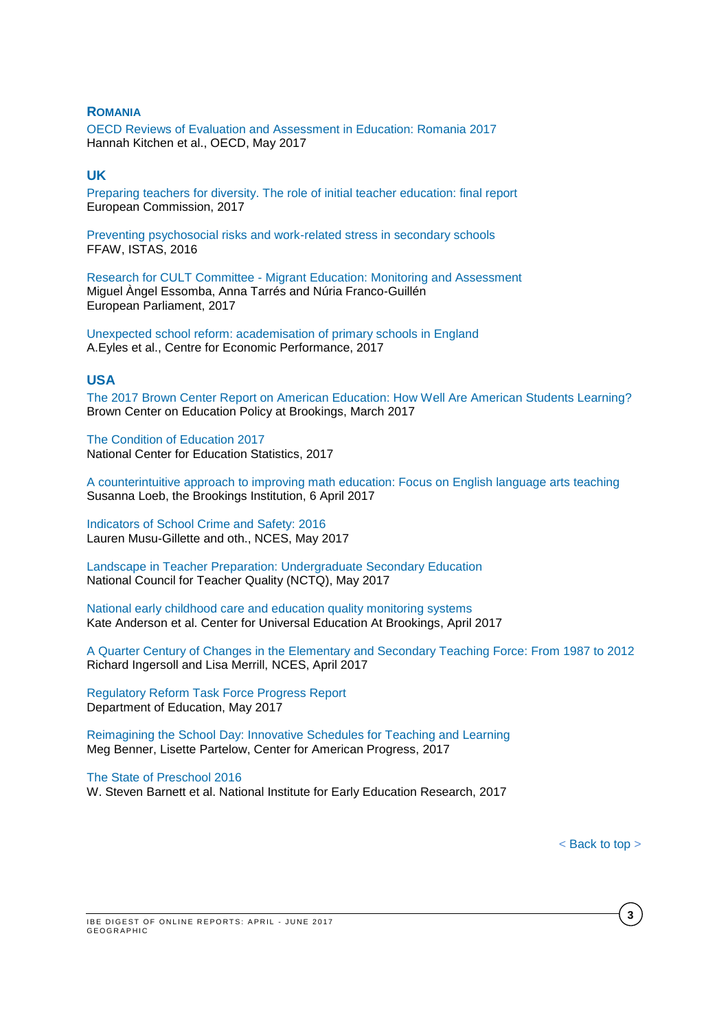## ROMANIA

OECD Reviews of Evaluation and Assessment in Education: Romania 2017
Hannah Kitchen et al., OECD, May 2017

## UK

Preparing teachers for diversity. The role of initial teacher education: final report
European Commission, 2017

Preventing psychosocial risks and work-related stress in secondary schools
FFAW, ISTAS, 2016

Research for CULT Committee - Migrant Education: Monitoring and Assessment
Miguel Àngel Essomba, Anna Tarrés and Núria Franco-Guillén
European Parliament, 2017

Unexpected school reform: academisation of primary schools in England
A.Eyles et al., Centre for Economic Performance, 2017

## USA

The 2017 Brown Center Report on American Education: How Well Are American Students Learning?
Brown Center on Education Policy at Brookings, March 2017

The Condition of Education 2017
National Center for Education Statistics, 2017

A counterintuitive approach to improving math education: Focus on English language arts teaching
Susanna Loeb, the Brookings Institution, 6 April 2017

Indicators of School Crime and Safety: 2016
Lauren Musu-Gillette and oth., NCES, May 2017

Landscape in Teacher Preparation: Undergraduate Secondary Education
National Council for Teacher Quality (NCTQ), May 2017

National early childhood care and education quality monitoring systems
Kate Anderson et al. Center for Universal Education At Brookings, April 2017

A Quarter Century of Changes in the Elementary and Secondary Teaching Force: From 1987 to 2012
Richard Ingersoll and Lisa Merrill, NCES, April 2017

Regulatory Reform Task Force Progress Report
Department of Education, May 2017

Reimagining the School Day: Innovative Schedules for Teaching and Learning
Meg Benner, Lisette Partelow, Center for American Progress, 2017

The State of Preschool 2016
W. Steven Barnett et al. National Institute for Early Education Research, 2017

< Back to top >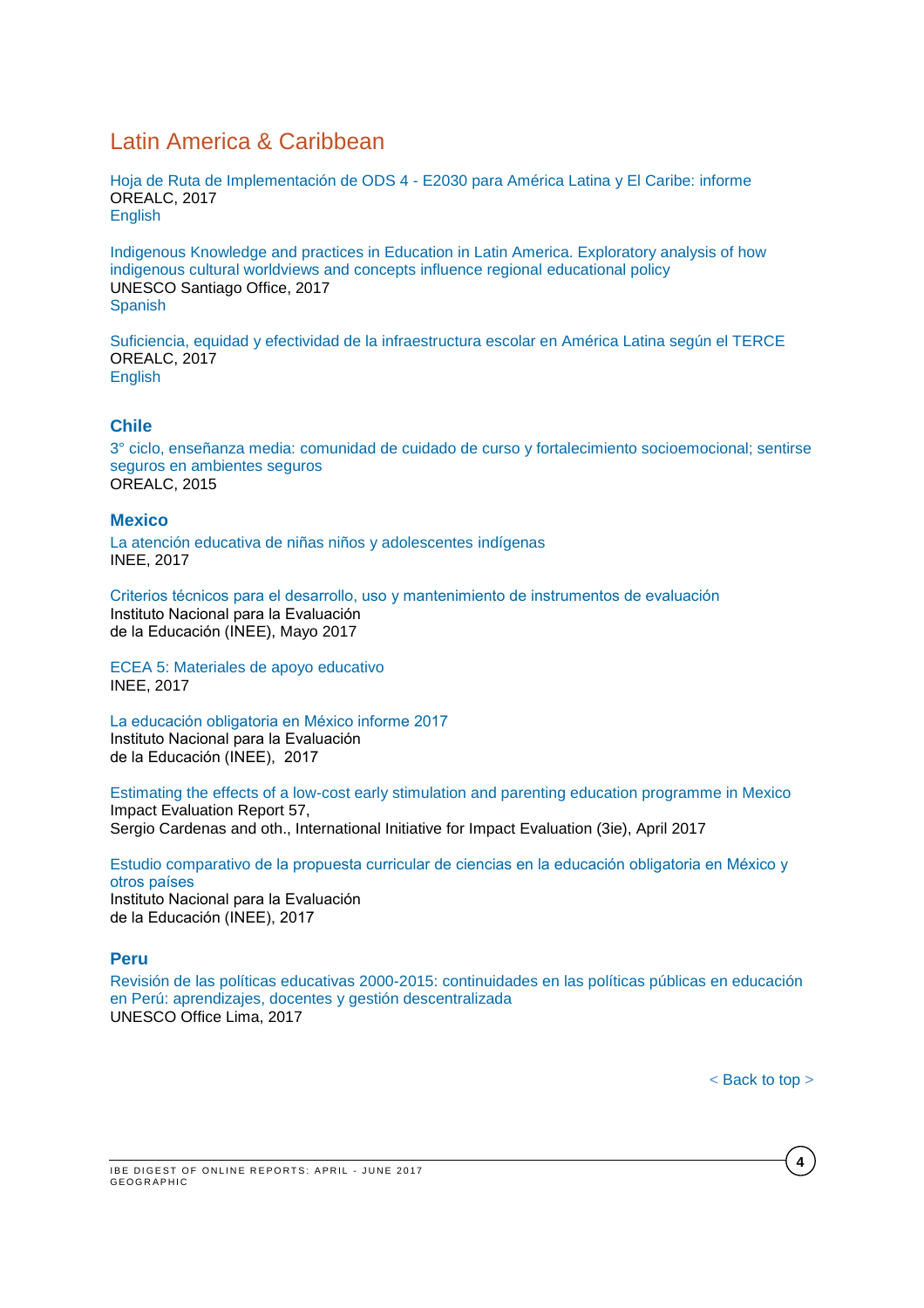# Latin America & Caribbean

Hoja de Ruta de Implementación de ODS 4 - E2030 para América Latina y El Caribe: informe
OREALC, 2017
English

Indigenous Knowledge and practices in Education in Latin America. Exploratory analysis of how indigenous cultural worldviews and concepts influence regional educational policy
UNESCO Santiago Office, 2017
Spanish

Suficiencia, equidad y efectividad de la infraestructura escolar en América Latina según el TERCE
OREALC, 2017
English

## Chile

3° ciclo, enseñanza media: comunidad de cuidado de curso y fortalecimiento socioemocional; sentirse seguros en ambientes seguros
OREALC, 2015

## Mexico

La atención educativa de niñas niños y adolescentes indígenas
INEE, 2017

Criterios técnicos para el desarrollo, uso y mantenimiento de instrumentos de evaluación
Instituto Nacional para la Evaluación
de la Educación (INEE), Mayo 2017

ECEA 5: Materiales de apoyo educativo
INEE, 2017

La educación obligatoria en México informe 2017
Instituto Nacional para la Evaluación
de la Educación (INEE), 2017

Estimating the effects of a low-cost early stimulation and parenting education programme in Mexico
Impact Evaluation Report 57,
Sergio Cardenas and oth., International Initiative for Impact Evaluation (3ie), April 2017

Estudio comparativo de la propuesta curricular de ciencias en la educación obligatoria en México y otros países
Instituto Nacional para la Evaluación
de la Educación (INEE), 2017

## Peru

Revisión de las políticas educativas 2000-2015: continuidades en las políticas públicas en educación en Perú: aprendizajes, docentes y gestión descentralizada
UNESCO Office Lima, 2017

< Back to top >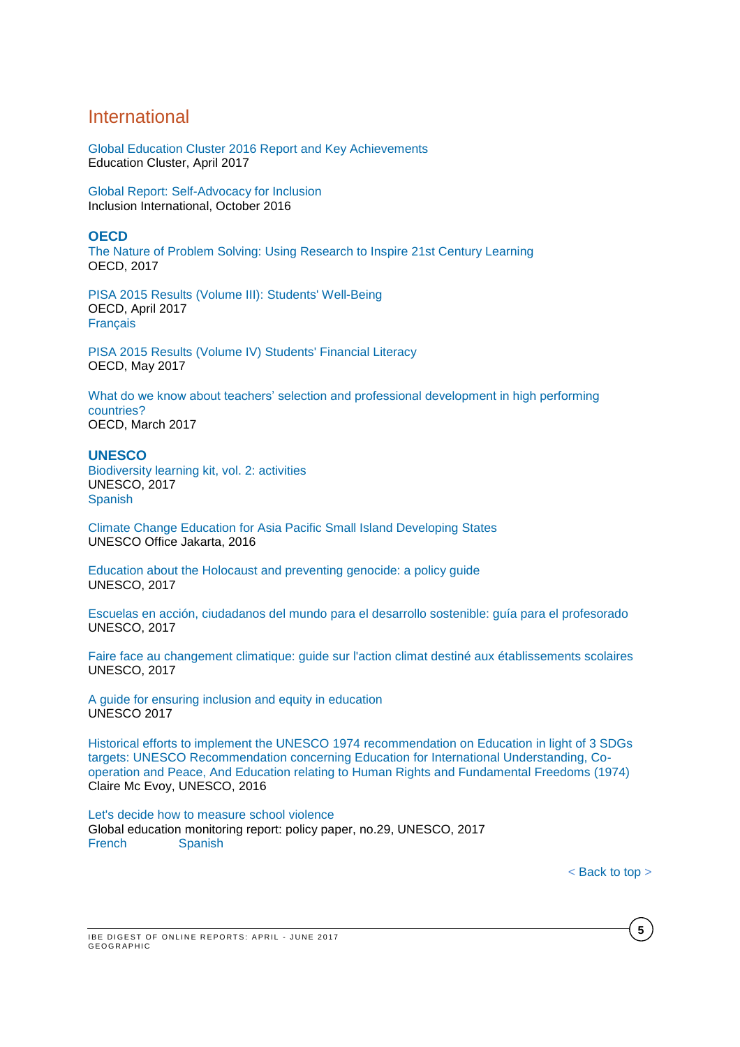## International

Global Education Cluster 2016 Report and Key Achievements
Education Cluster, April 2017

Global Report: Self-Advocacy for Inclusion
Inclusion International, October 2016

### OECD

The Nature of Problem Solving: Using Research to Inspire 21st Century Learning
OECD, 2017

PISA 2015 Results (Volume III): Students' Well-Being
OECD, April 2017
Français

PISA 2015 Results (Volume IV) Students' Financial Literacy
OECD, May 2017

What do we know about teachers' selection and professional development in high performing countries?
OECD, March 2017

### UNESCO

Biodiversity learning kit, vol. 2: activities
UNESCO, 2017
Spanish

Climate Change Education for Asia Pacific Small Island Developing States
UNESCO Office Jakarta, 2016

Education about the Holocaust and preventing genocide: a policy guide
UNESCO, 2017

Escuelas en acción, ciudadanos del mundo para el desarrollo sostenible: guía para el profesorado
UNESCO, 2017

Faire face au changement climatique: guide sur l'action climat destiné aux établissements scolaires
UNESCO, 2017

A guide for ensuring inclusion and equity in education
UNESCO 2017

Historical efforts to implement the UNESCO 1974 recommendation on Education in light of 3 SDGs targets: UNESCO Recommendation concerning Education for International Understanding, Co-operation and Peace, And Education relating to Human Rights and Fundamental Freedoms (1974)
Claire Mc Evoy, UNESCO, 2016

Let's decide how to measure school violence
Global education monitoring report: policy paper, no.29, UNESCO, 2017
French Spanish

< Back to top >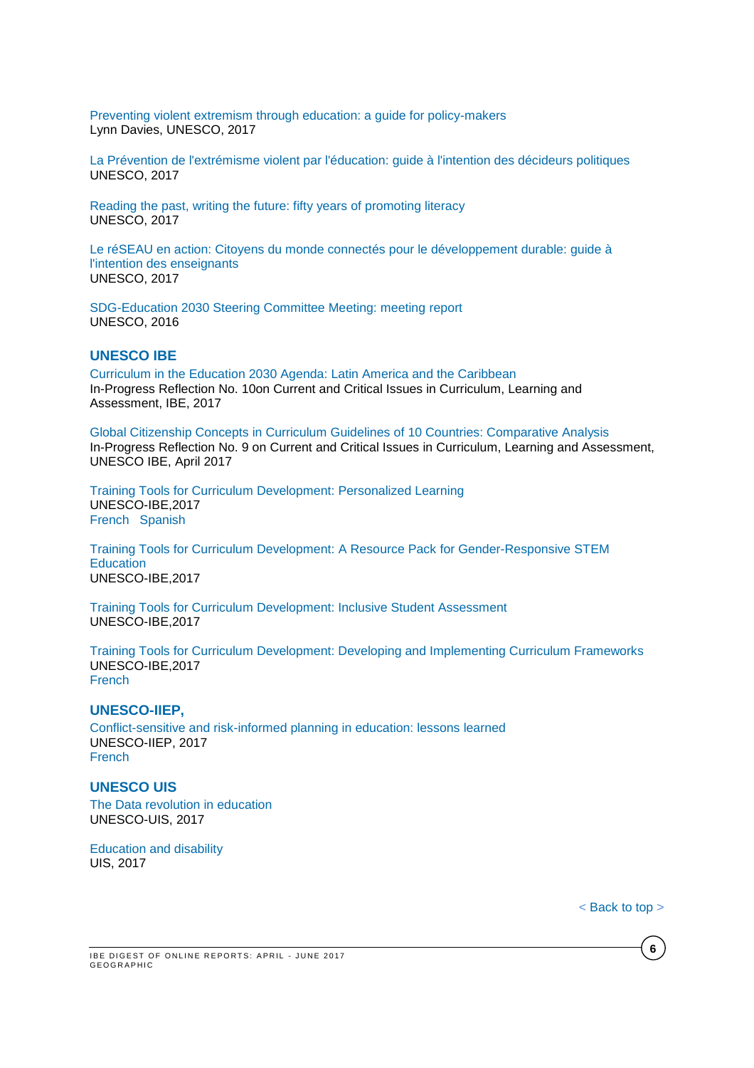Preventing violent extremism through education: a guide for policy-makers
Lynn Davies, UNESCO, 2017

La Prévention de l'extrémisme violent par l'éducation: guide à l'intention des décideurs politiques
UNESCO, 2017

Reading the past, writing the future: fifty years of promoting literacy
UNESCO, 2017

Le réSEAU en action: Citoyens du monde connectés pour le développement durable: guide à l'intention des enseignants
UNESCO, 2017

SDG-Education 2030 Steering Committee Meeting: meeting report
UNESCO, 2016

### UNESCO IBE

Curriculum in the Education 2030 Agenda: Latin America and the Caribbean
In-Progress Reflection No. 10on Current and Critical Issues in Curriculum, Learning and Assessment, IBE, 2017

Global Citizenship Concepts in Curriculum Guidelines of 10 Countries: Comparative Analysis
In-Progress Reflection No. 9 on Current and Critical Issues in Curriculum, Learning and Assessment, UNESCO IBE, April 2017

Training Tools for Curriculum Development: Personalized Learning
UNESCO-IBE,2017
French Spanish

Training Tools for Curriculum Development: A Resource Pack for Gender-Responsive STEM Education
UNESCO-IBE,2017

Training Tools for Curriculum Development: Inclusive Student Assessment
UNESCO-IBE,2017

Training Tools for Curriculum Development: Developing and Implementing Curriculum Frameworks
UNESCO-IBE,2017
French

### UNESCO-IIEP,

Conflict-sensitive and risk-informed planning in education: lessons learned
UNESCO-IIEP, 2017
French

### UNESCO UIS

The Data revolution in education
UNESCO-UIS, 2017

Education and disability
UIS, 2017

< Back to top >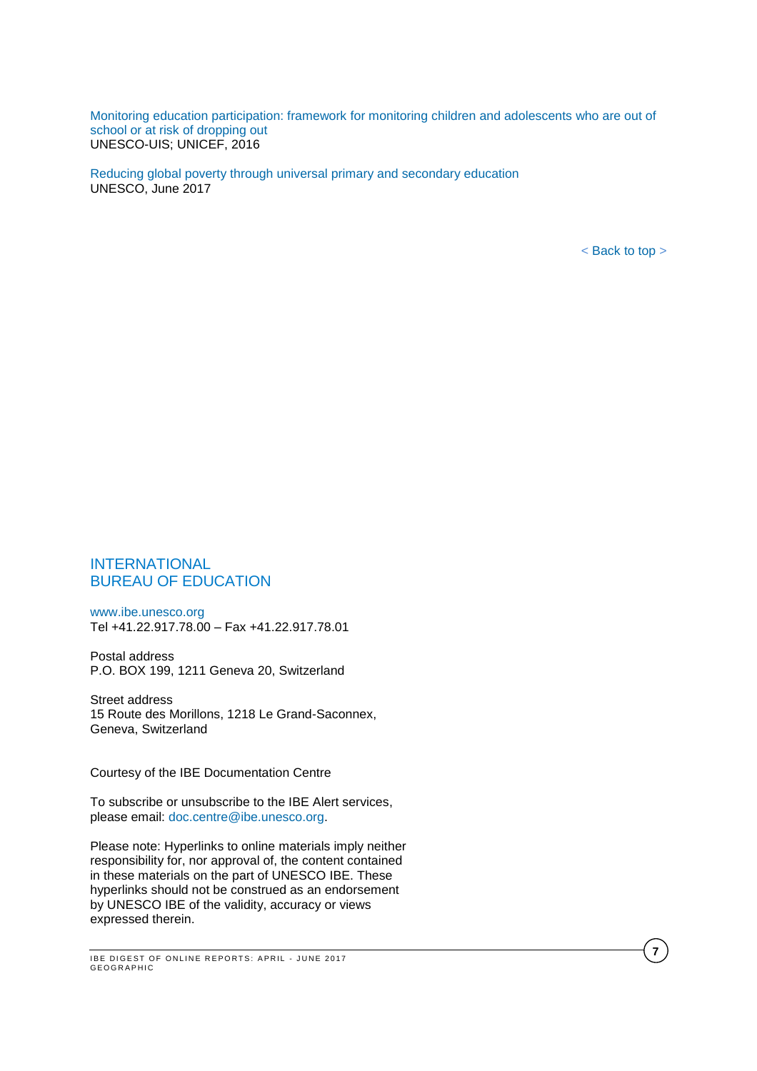Monitoring education participation: framework for monitoring children and adolescents who are out of school or at risk of dropping out
UNESCO-UIS; UNICEF, 2016

Reducing global poverty through universal primary and secondary education
UNESCO, June 2017

< Back to top >

## INTERNATIONAL BUREAU OF EDUCATION

www.ibe.unesco.org
Tel +41.22.917.78.00 – Fax +41.22.917.78.01

Postal address
P.O. BOX 199, 1211 Geneva 20, Switzerland

Street address
15 Route des Morillons, 1218 Le Grand-Saconnex, Geneva, Switzerland

Courtesy of the IBE Documentation Centre

To subscribe or unsubscribe to the IBE Alert services, please email: doc.centre@ibe.unesco.org.

Please note: Hyperlinks to online materials imply neither responsibility for, nor approval of, the content contained in these materials on the part of UNESCO IBE. These hyperlinks should not be construed as an endorsement by UNESCO IBE of the validity, accuracy or views expressed therein.